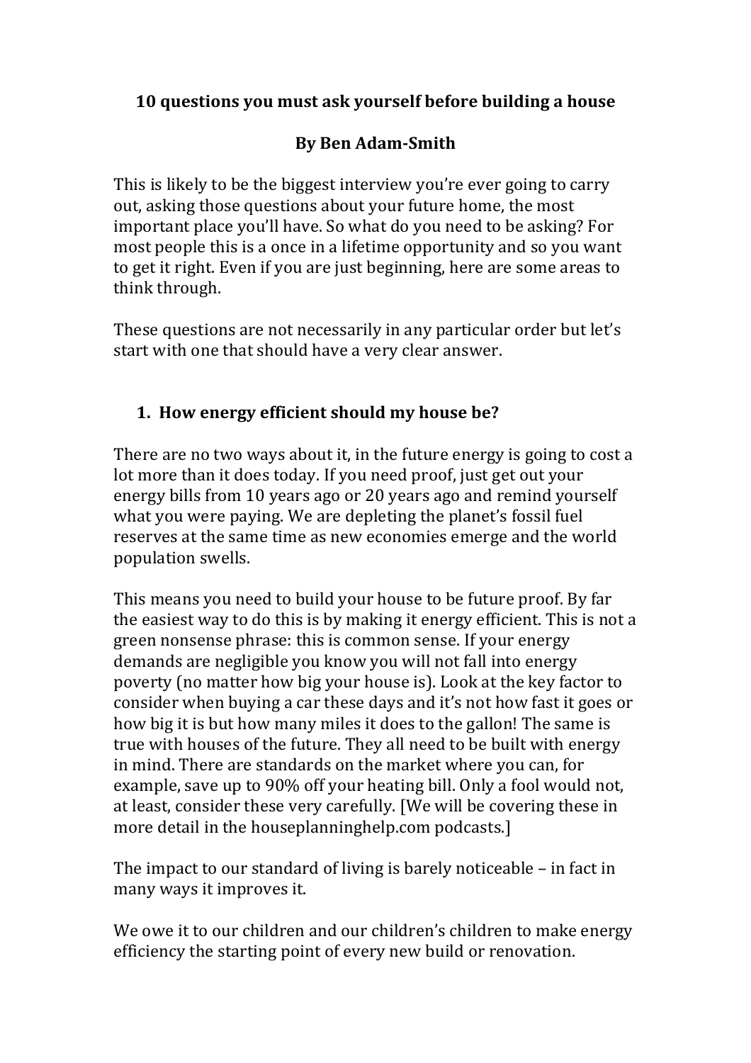# 10 questions you must ask yourself before building a house

**By Ben Adam-Smith**

This is likely to be the biggest interview you're ever going to carry out, asking those questions about your future home, the most important place you'll have. So what do you need to be asking? For most people this is a once in a lifetime opportunity and so you want to get it right. Even if you are just beginning, here are some areas to think through.

These questions are not necessarily in any particular order but let's start with one that should have a very clear answer.

## 1. How energy efficient should my house be?

There are no two ways about it, in the future energy is going to cost a lot more than it does today. If you need proof, just get out your energy bills from 10 years ago or 20 years ago and remind yourself what you were paying. We are depleting the planet's fossil fuel reserves at the same time as new economies emerge and the world population swells.

This means you need to build your house to be future proof. By far the easiest way to do this is by making it energy efficient. This is not a green nonsense phrase: this is common sense. If your energy demands are negligible you know you will not fall into energy poverty (no matter how big your house is). Look at the key factor to consider when buying a car these days and it's not how fast it goes or how big it is but how many miles it does to the gallon! The same is true with houses of the future. They all need to be built with energy in mind. There are standards on the market where you can, for example, save up to 90% off your heating bill. Only a fool would not, at least, consider these very carefully. [We will be covering these in more detail in the houseplanninghelp.com podcasts.]

The impact to our standard of living is barely noticeable – in fact in many ways it improves it.

We owe it to our children and our children's children to make energy efficiency the starting point of every new build or renovation.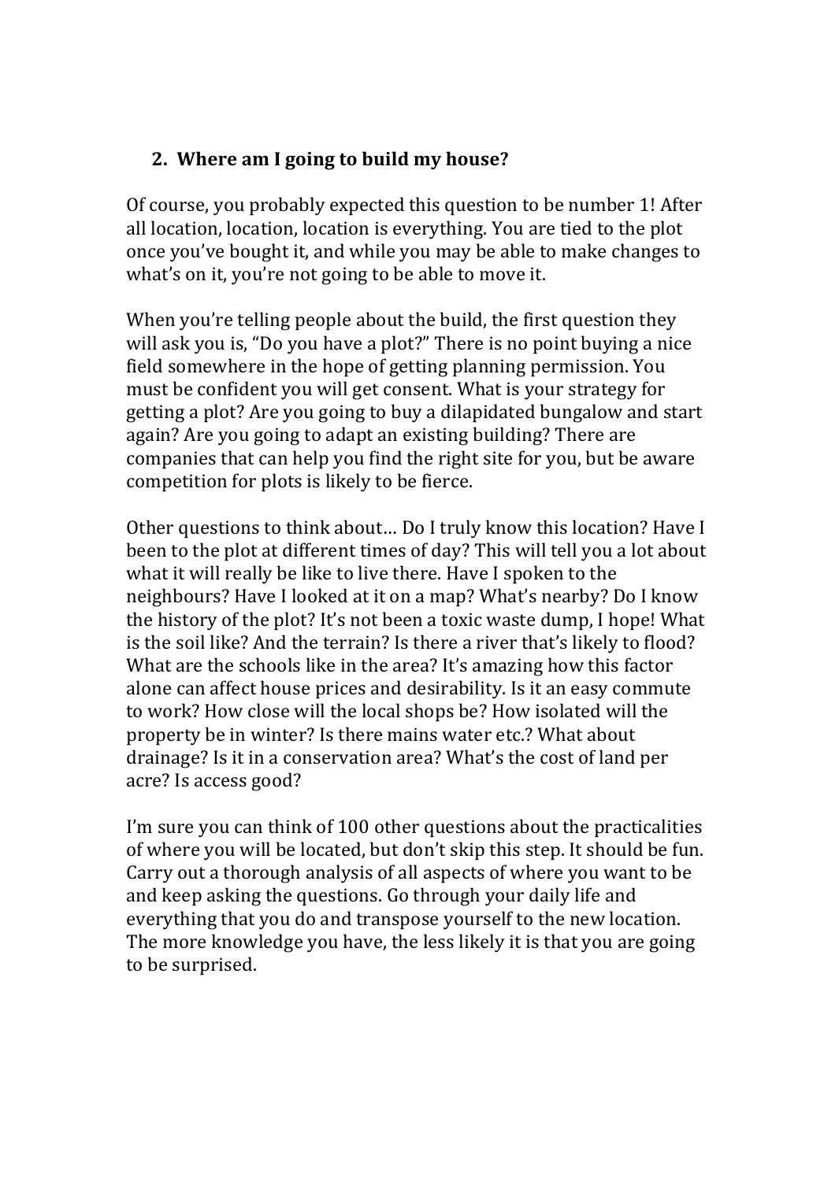## 2. Where am I going to build my house?

Of course, you probably expected this question to be number 1! After all location, location, location is everything. You are tied to the plot once you've bought it, and while you may be able to make changes to what's on it, you're not going to be able to move it.

When you're telling people about the build, the first question they will ask you is, "Do you have a plot?" There is no point buying a nice field somewhere in the hope of getting planning permission. You must be confident you will get consent. What is your strategy for getting a plot? Are you going to buy a dilapidated bungalow and start again? Are you going to adapt an existing building? There are companies that can help you find the right site for you, but be aware competition for plots is likely to be fierce.

Other questions to think about… Do I truly know this location? Have I been to the plot at different times of day? This will tell you a lot about what it will really be like to live there. Have I spoken to the neighbours? Have I looked at it on a map? What's nearby? Do I know the history of the plot? It's not been a toxic waste dump, I hope! What is the soil like? And the terrain? Is there a river that's likely to flood? What are the schools like in the area? It's amazing how this factor alone can affect house prices and desirability. Is it an easy commute to work? How close will the local shops be? How isolated will the property be in winter? Is there mains water etc.? What about drainage? Is it in a conservation area? What's the cost of land per acre? Is access good?

I'm sure you can think of 100 other questions about the practicalities of where you will be located, but don't skip this step. It should be fun. Carry out a thorough analysis of all aspects of where you want to be and keep asking the questions. Go through your daily life and everything that you do and transpose yourself to the new location. The more knowledge you have, the less likely it is that you are going to be surprised.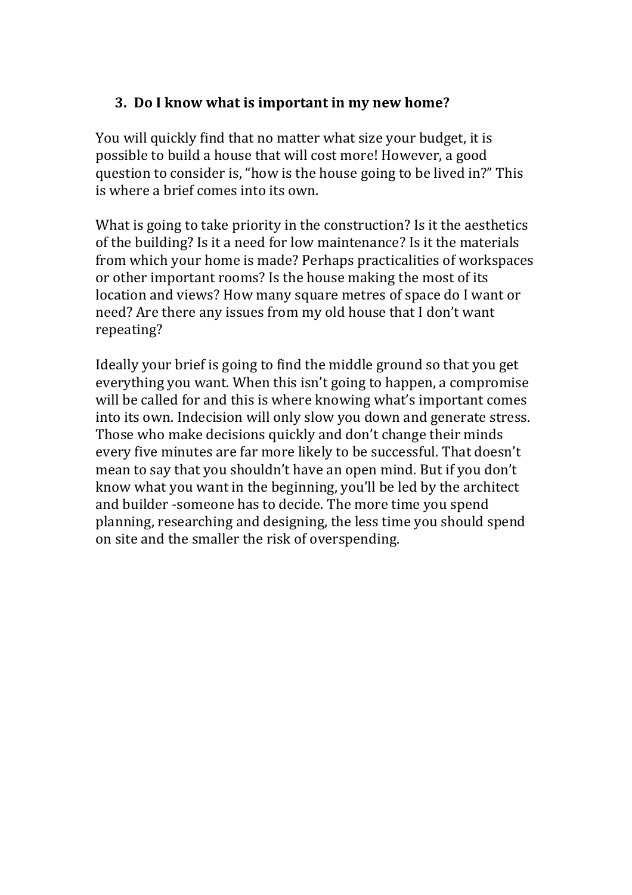### 3. Do I know what is important in my new home?

You will quickly find that no matter what size your budget, it is possible to build a house that will cost more! However, a good question to consider is, "how is the house going to be lived in?" This is where a brief comes into its own.

What is going to take priority in the construction? Is it the aesthetics of the building? Is it a need for low maintenance? Is it the materials from which your home is made? Perhaps practicalities of workspaces or other important rooms? Is the house making the most of its location and views? How many square metres of space do I want or need? Are there any issues from my old house that I don't want repeating?

Ideally your brief is going to find the middle ground so that you get everything you want. When this isn't going to happen, a compromise will be called for and this is where knowing what's important comes into its own. Indecision will only slow you down and generate stress. Those who make decisions quickly and don't change their minds every five minutes are far more likely to be successful. That doesn't mean to say that you shouldn't have an open mind. But if you don't know what you want in the beginning, you'll be led by the architect and builder -someone has to decide. The more time you spend planning, researching and designing, the less time you should spend on site and the smaller the risk of overspending.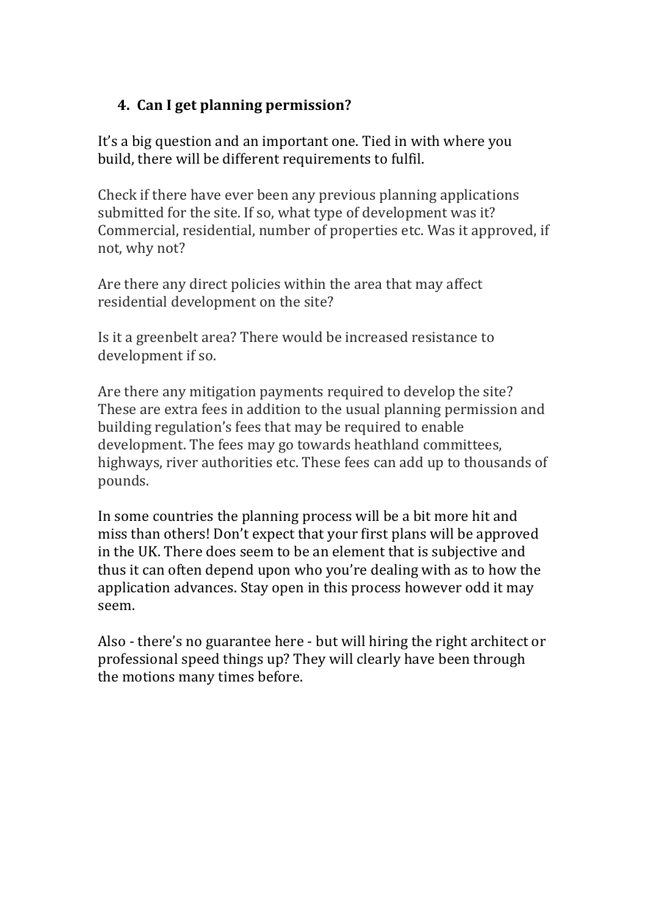## 4. Can I get planning permission?

It's a big question and an important one. Tied in with where you build, there will be different requirements to fulfil.

Check if there have ever been any previous planning applications submitted for the site. If so, what type of development was it? Commercial, residential, number of properties etc. Was it approved, if not, why not?

Are there any direct policies within the area that may affect residential development on the site?

Is it a greenbelt area? There would be increased resistance to development if so.

Are there any mitigation payments required to develop the site? These are extra fees in addition to the usual planning permission and building regulation's fees that may be required to enable development. The fees may go towards heathland committees, highways, river authorities etc. These fees can add up to thousands of pounds.

In some countries the planning process will be a bit more hit and miss than others! Don't expect that your first plans will be approved in the UK. There does seem to be an element that is subjective and thus it can often depend upon who you're dealing with as to how the application advances. Stay open in this process however odd it may seem.

Also - there's no guarantee here - but will hiring the right architect or professional speed things up? They will clearly have been through the motions many times before.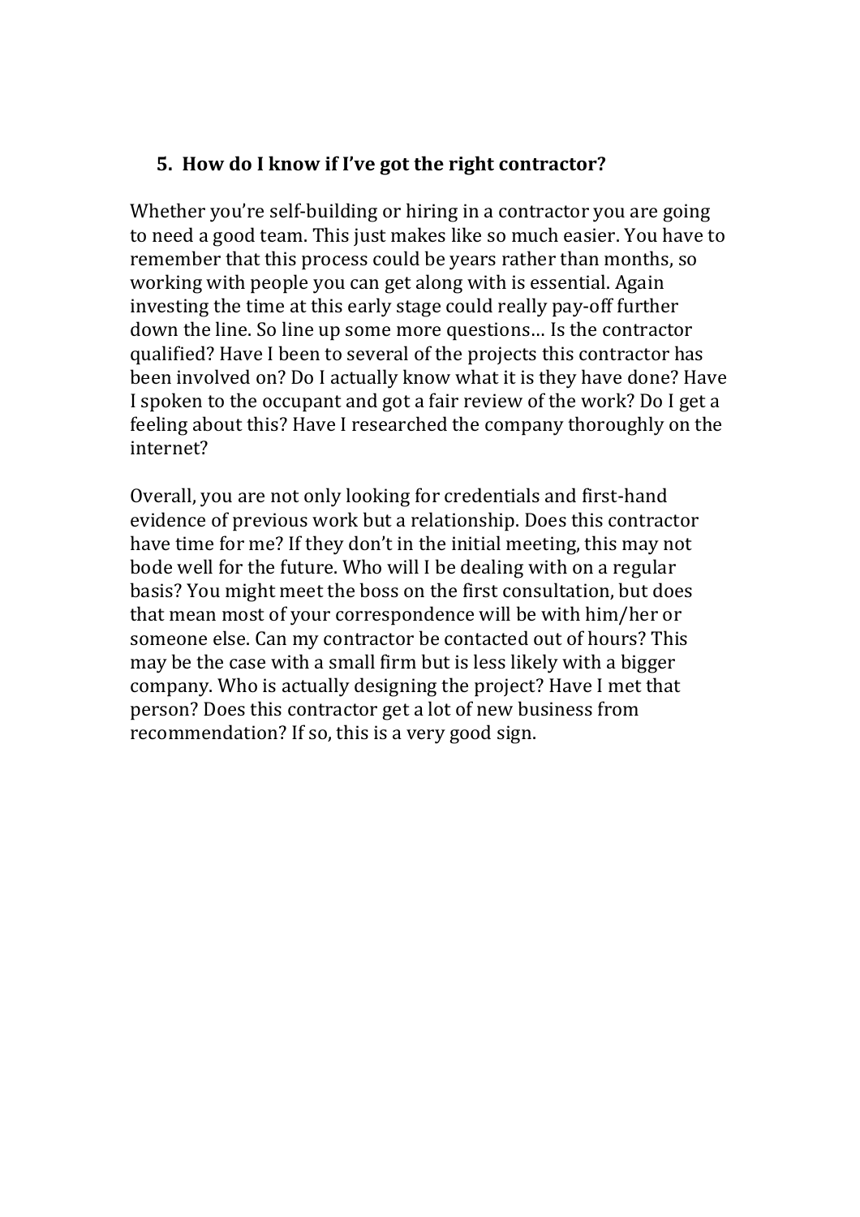## 5. How do I know if I've got the right contractor?

Whether you're self-building or hiring in a contractor you are going to need a good team. This just makes like so much easier. You have to remember that this process could be years rather than months, so working with people you can get along with is essential. Again investing the time at this early stage could really pay-off further down the line. So line up some more questions… Is the contractor qualified? Have I been to several of the projects this contractor has been involved on? Do I actually know what it is they have done? Have I spoken to the occupant and got a fair review of the work? Do I get a feeling about this? Have I researched the company thoroughly on the internet?

Overall, you are not only looking for credentials and first-hand evidence of previous work but a relationship. Does this contractor have time for me? If they don't in the initial meeting, this may not bode well for the future. Who will I be dealing with on a regular basis? You might meet the boss on the first consultation, but does that mean most of your correspondence will be with him/her or someone else. Can my contractor be contacted out of hours? This may be the case with a small firm but is less likely with a bigger company. Who is actually designing the project? Have I met that person? Does this contractor get a lot of new business from recommendation? If so, this is a very good sign.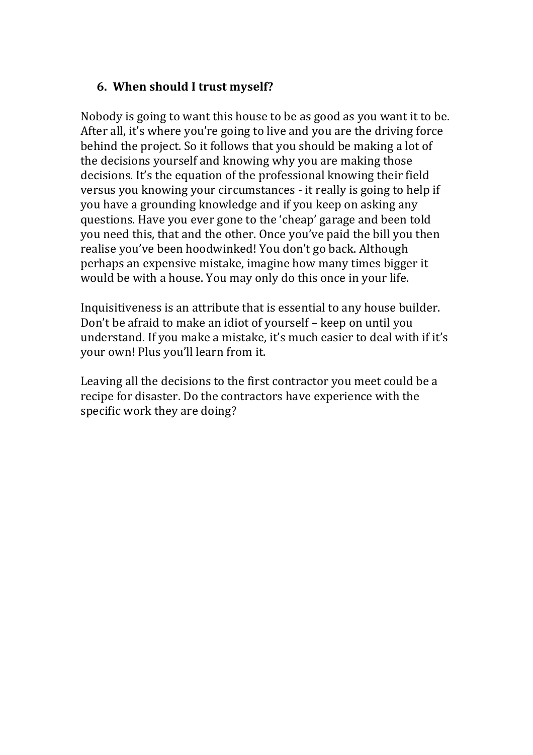## 6. When should I trust myself?

Nobody is going to want this house to be as good as you want it to be. After all, it's where you're going to live and you are the driving force behind the project. So it follows that you should be making a lot of the decisions yourself and knowing why you are making those decisions. It's the equation of the professional knowing their field versus you knowing your circumstances - it really is going to help if you have a grounding knowledge and if you keep on asking any questions. Have you ever gone to the 'cheap' garage and been told you need this, that and the other. Once you've paid the bill you then realise you've been hoodwinked! You don't go back. Although perhaps an expensive mistake, imagine how many times bigger it would be with a house. You may only do this once in your life.

Inquisitiveness is an attribute that is essential to any house builder. Don't be afraid to make an idiot of yourself – keep on until you understand. If you make a mistake, it's much easier to deal with if it's your own! Plus you'll learn from it.

Leaving all the decisions to the first contractor you meet could be a recipe for disaster. Do the contractors have experience with the specific work they are doing?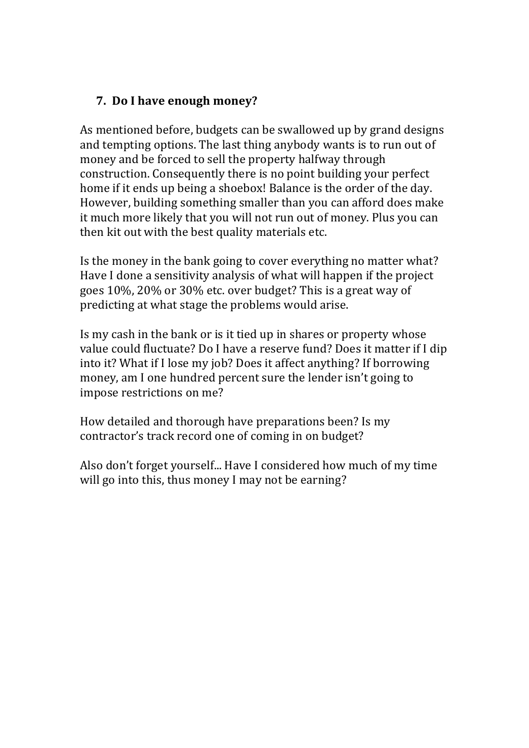## 7. Do I have enough money?

As mentioned before, budgets can be swallowed up by grand designs and tempting options. The last thing anybody wants is to run out of money and be forced to sell the property halfway through construction. Consequently there is no point building your perfect home if it ends up being a shoebox! Balance is the order of the day. However, building something smaller than you can afford does make it much more likely that you will not run out of money. Plus you can then kit out with the best quality materials etc.

Is the money in the bank going to cover everything no matter what? Have I done a sensitivity analysis of what will happen if the project goes 10%, 20% or 30% etc. over budget? This is a great way of predicting at what stage the problems would arise.

Is my cash in the bank or is it tied up in shares or property whose value could fluctuate? Do I have a reserve fund? Does it matter if I dip into it? What if I lose my job? Does it affect anything? If borrowing money, am I one hundred percent sure the lender isn't going to impose restrictions on me?

How detailed and thorough have preparations been? Is my contractor's track record one of coming in on budget?

Also don't forget yourself... Have I considered how much of my time will go into this, thus money I may not be earning?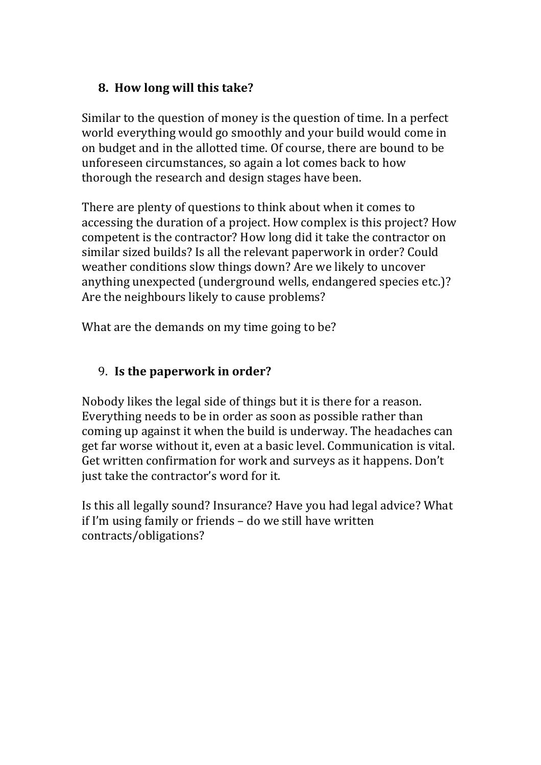### 8. How long will this take?

Similar to the question of money is the question of time. In a perfect world everything would go smoothly and your build would come in on budget and in the allotted time. Of course, there are bound to be unforeseen circumstances, so again a lot comes back to how thorough the research and design stages have been.

There are plenty of questions to think about when it comes to accessing the duration of a project. How complex is this project? How competent is the contractor? How long did it take the contractor on similar sized builds? Is all the relevant paperwork in order? Could weather conditions slow things down? Are we likely to uncover anything unexpected (underground wells, endangered species etc.)? Are the neighbours likely to cause problems?

What are the demands on my time going to be?

### 9. **Is the paperwork in order?**

Nobody likes the legal side of things but it is there for a reason. Everything needs to be in order as soon as possible rather than coming up against it when the build is underway. The headaches can get far worse without it, even at a basic level. Communication is vital. Get written confirmation for work and surveys as it happens. Don't just take the contractor's word for it.

Is this all legally sound? Insurance? Have you had legal advice? What if I'm using family or friends – do we still have written contracts/obligations?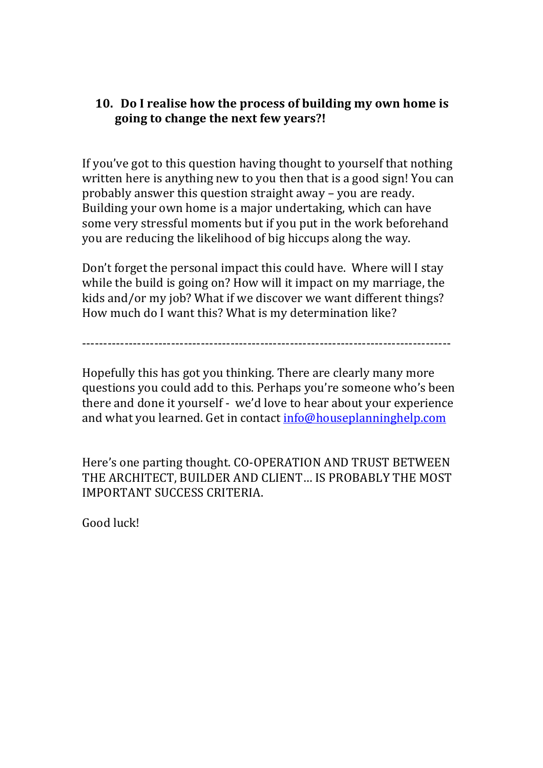**10. Do I realise how the process of building my own home is going to change the next few years?!**

If you've got to this question having thought to yourself that nothing written here is anything new to you then that is a good sign! You can probably answer this question straight away – you are ready. Building your own home is a major undertaking, which can have some very stressful moments but if you put in the work beforehand you are reducing the likelihood of big hiccups along the way.

Don't forget the personal impact this could have. Where will I stay while the build is going on? How will it impact on my marriage, the kids and/or my job? What if we discover we want different things? How much do I want this? What is my determination like?

---

Hopefully this has got you thinking. There are clearly many more questions you could add to this. Perhaps you're someone who's been there and done it yourself - we'd love to hear about your experience and what you learned. Get in contact [info@houseplanninghelp.com](mailto:info@houseplanninghelp.com)

Here's one parting thought. CO-OPERATION AND TRUST BETWEEN THE ARCHITECT, BUILDER AND CLIENT… IS PROBABLY THE MOST IMPORTANT SUCCESS CRITERIA.

Good luck!